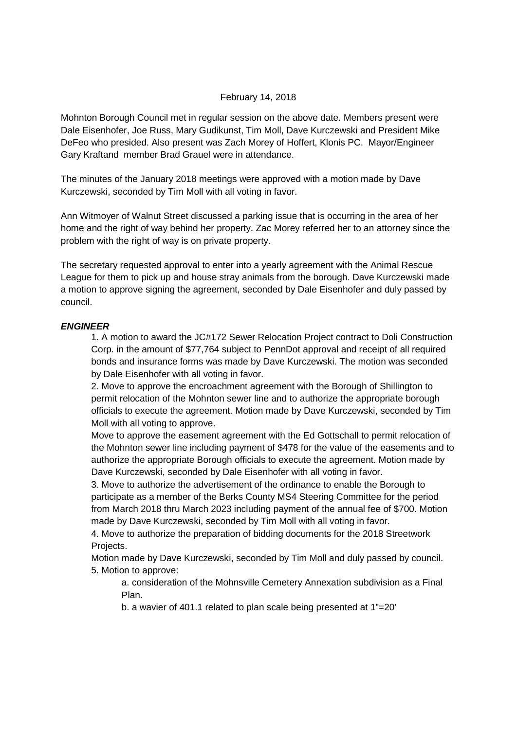February 14, 2018

Mohnton Borough Council met in regular session on the above date. Members present were Dale Eisenhofer, Joe Russ, Mary Gudikunst, Tim Moll, Dave Kurczewski and President Mike DeFeo who presided. Also present was Zach Morey of Hoffert, Klonis PC. Mayor/Engineer Gary Kraftand member Brad Grauel were in attendance.

The minutes of the January 2018 meetings were approved with a motion made by Dave Kurczewski, seconded by Tim Moll with all voting in favor.

Ann Witmoyer of Walnut Street discussed a parking issue that is occurring in the area of her home and the right of way behind her property. Zac Morey referred her to an attorney since the problem with the right of way is on private property.

The secretary requested approval to enter into a yearly agreement with the Animal Rescue League for them to pick up and house stray animals from the borough. Dave Kurczewski made a motion to approve signing the agreement, seconded by Dale Eisenhofer and duly passed by council.

***ENGINEER***

1. A motion to award the JC#172 Sewer Relocation Project contract to Doli Construction Corp. in the amount of $77,764 subject to PennDot approval and receipt of all required bonds and insurance forms was made by Dave Kurczewski. The motion was seconded by Dale Eisenhofer with all voting in favor.
2. Move to approve the encroachment agreement with the Borough of Shillington to permit relocation of the Mohnton sewer line and to authorize the appropriate borough officials to execute the agreement. Motion made by Dave Kurczewski, seconded by Tim Moll with all voting to approve.

   Move to approve the easement agreement with the Ed Gottschall to permit relocation of the Mohnton sewer line including payment of $478 for the value of the easements and to authorize the appropriate Borough officials to execute the agreement. Motion made by Dave Kurczewski, seconded by Dale Eisenhofer with all voting in favor.
3. Move to authorize the advertisement of the ordinance to enable the Borough to participate as a member of the Berks County MS4 Steering Committee for the period from March 2018 thru March 2023 including payment of the annual fee of $700. Motion made by Dave Kurczewski, seconded by Tim Moll with all voting in favor.
4. Move to authorize the preparation of bidding documents for the 2018 Streetwork Projects.

   Motion made by Dave Kurczewski, seconded by Tim Moll and duly passed by council.
5. Motion to approve:
   a. consideration of the Mohnsville Cemetery Annexation subdivision as a Final Plan.
   b. a wavier of 401.1 related to plan scale being presented at 1"=20'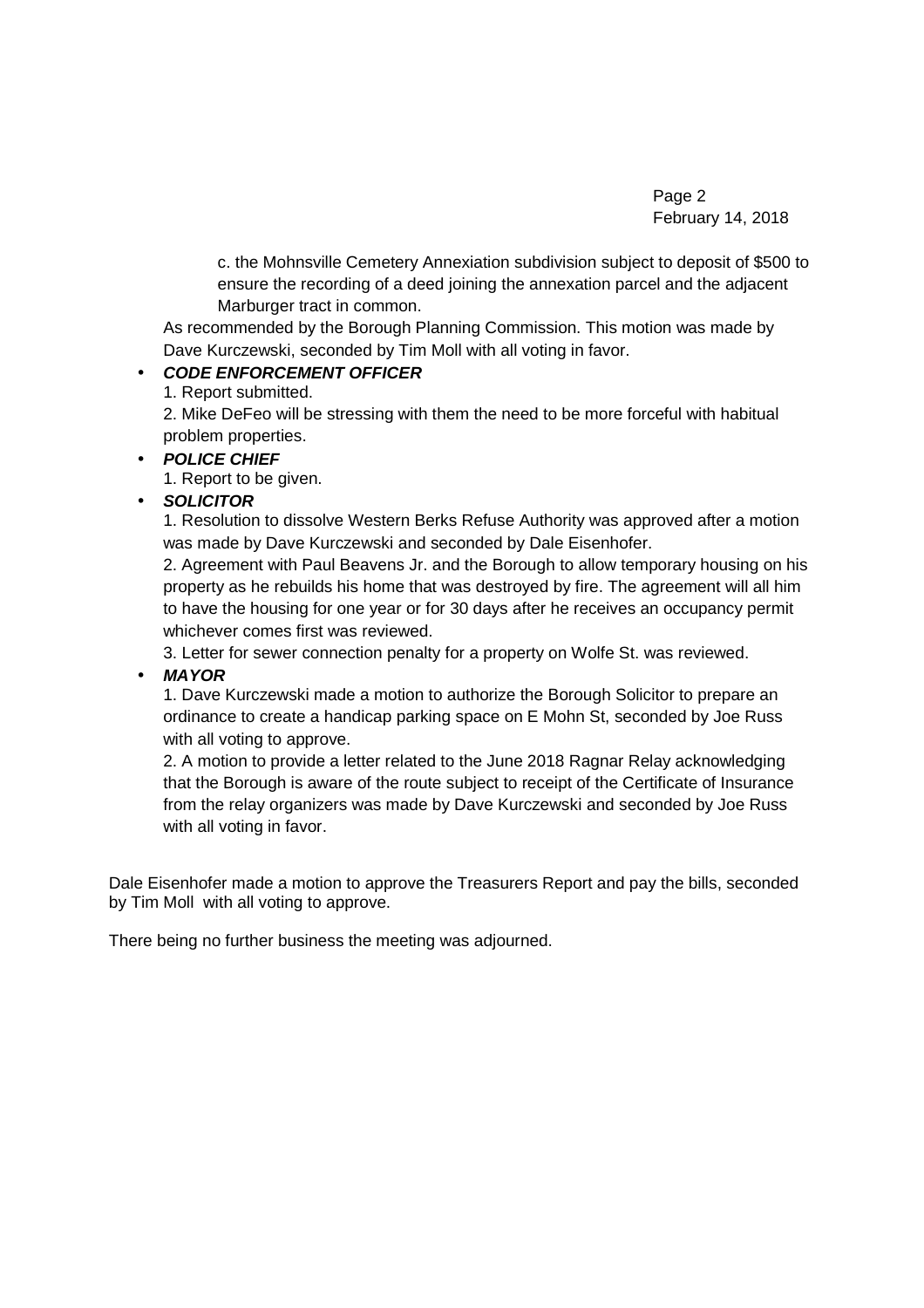c. the Mohnsville Cemetery Annexiation subdivision subject to deposit of $500 to ensure the recording of a deed joining the annexation parcel and the adjacent Marburger tract in common.

As recommended by the Borough Planning Commission. This motion was made by Dave Kurczewski, seconded by Tim Moll with all voting in favor.

- ***CODE ENFORCEMENT OFFICER***

  1. Report submitted.
  2. Mike DeFeo will be stressing with them the need to be more forceful with habitual problem properties.

- ***POLICE CHIEF***

  1. Report to be given.

- ***SOLICITOR***

  1. Resolution to dissolve Western Berks Refuse Authority was approved after a motion was made by Dave Kurczewski and seconded by Dale Eisenhofer.
  2. Agreement with Paul Beavens Jr. and the Borough to allow temporary housing on his property as he rebuilds his home that was destroyed by fire. The agreement will all him to have the housing for one year or for 30 days after he receives an occupancy permit whichever comes first was reviewed.
  3. Letter for sewer connection penalty for a property on Wolfe St. was reviewed.

- ***MAYOR***

  1. Dave Kurczewski made a motion to authorize the Borough Solicitor to prepare an ordinance to create a handicap parking space on E Mohn St, seconded by Joe Russ with all voting to approve.
  2. A motion to provide a letter related to the June 2018 Ragnar Relay acknowledging that the Borough is aware of the route subject to receipt of the Certificate of Insurance from the relay organizers was made by Dave Kurczewski and seconded by Joe Russ with all voting in favor.

Dale Eisenhofer made a motion to approve the Treasurers Report and pay the bills, seconded by Tim Moll with all voting to approve.

There being no further business the meeting was adjourned.